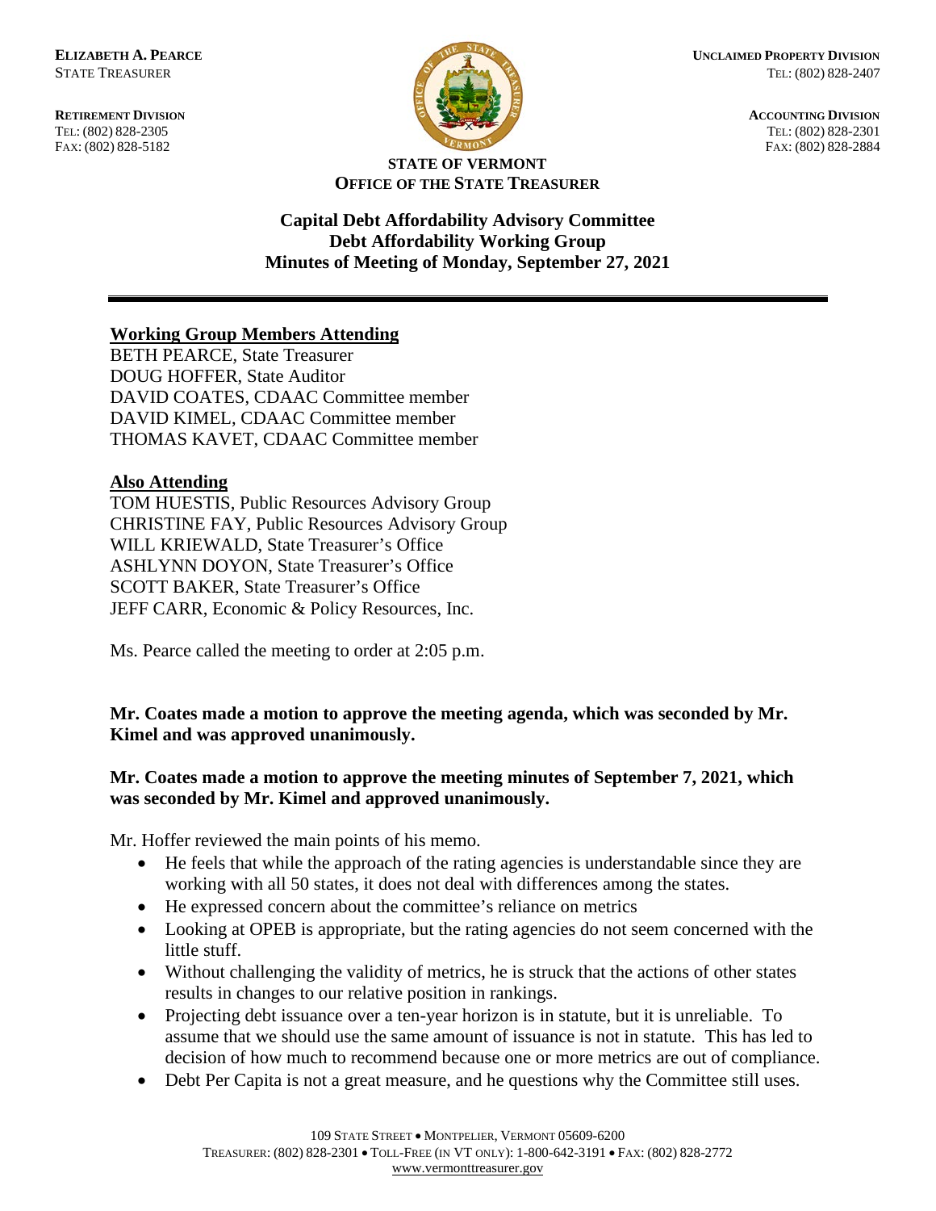**ELIZABETH A. PEARCE**
STATE TREASURER

**RETIREMENT DIVISION**
TEL: (802) 828-2305
FAX: (802) 828-5182

**UNCLAIMED PROPERTY DIVISION**
TEL: (802) 828-2407

**ACCOUNTING DIVISION**
TEL: (802) 828-2301
FAX: (802) 828-2884

**STATE OF VERMONT**
**OFFICE OF THE STATE TREASURER**

# Capital Debt Affordability Advisory Committee
# Debt Affordability Working Group
# Minutes of Meeting of Monday, September 27, 2021

---

**Working Group Members Attending**

BETH PEARCE, State Treasurer
DOUG HOFFER, State Auditor
DAVID COATES, CDAAC Committee member
DAVID KIMEL, CDAAC Committee member
THOMAS KAVET, CDAAC Committee member

**Also Attending**

TOM HUESTIS, Public Resources Advisory Group
CHRISTINE FAY, Public Resources Advisory Group
WILL KRIEWALD, State Treasurer's Office
ASHLYNN DOYON, State Treasurer's Office
SCOTT BAKER, State Treasurer's Office
JEFF CARR, Economic & Policy Resources, Inc.

Ms. Pearce called the meeting to order at 2:05 p.m.

**Mr. Coates made a motion to approve the meeting agenda, which was seconded by Mr. Kimel and was approved unanimously.**

**Mr. Coates made a motion to approve the meeting minutes of September 7, 2021, which was seconded by Mr. Kimel and approved unanimously.**

Mr. Hoffer reviewed the main points of his memo.

- He feels that while the approach of the rating agencies is understandable since they are working with all 50 states, it does not deal with differences among the states.
- He expressed concern about the committee's reliance on metrics
- Looking at OPEB is appropriate, but the rating agencies do not seem concerned with the little stuff.
- Without challenging the validity of metrics, he is struck that the actions of other states results in changes to our relative position in rankings.
- Projecting debt issuance over a ten-year horizon is in statute, but it is unreliable. To assume that we should use the same amount of issuance is not in statute. This has led to decision of how much to recommend because one or more metrics are out of compliance.
- Debt Per Capita is not a great measure, and he questions why the Committee still uses.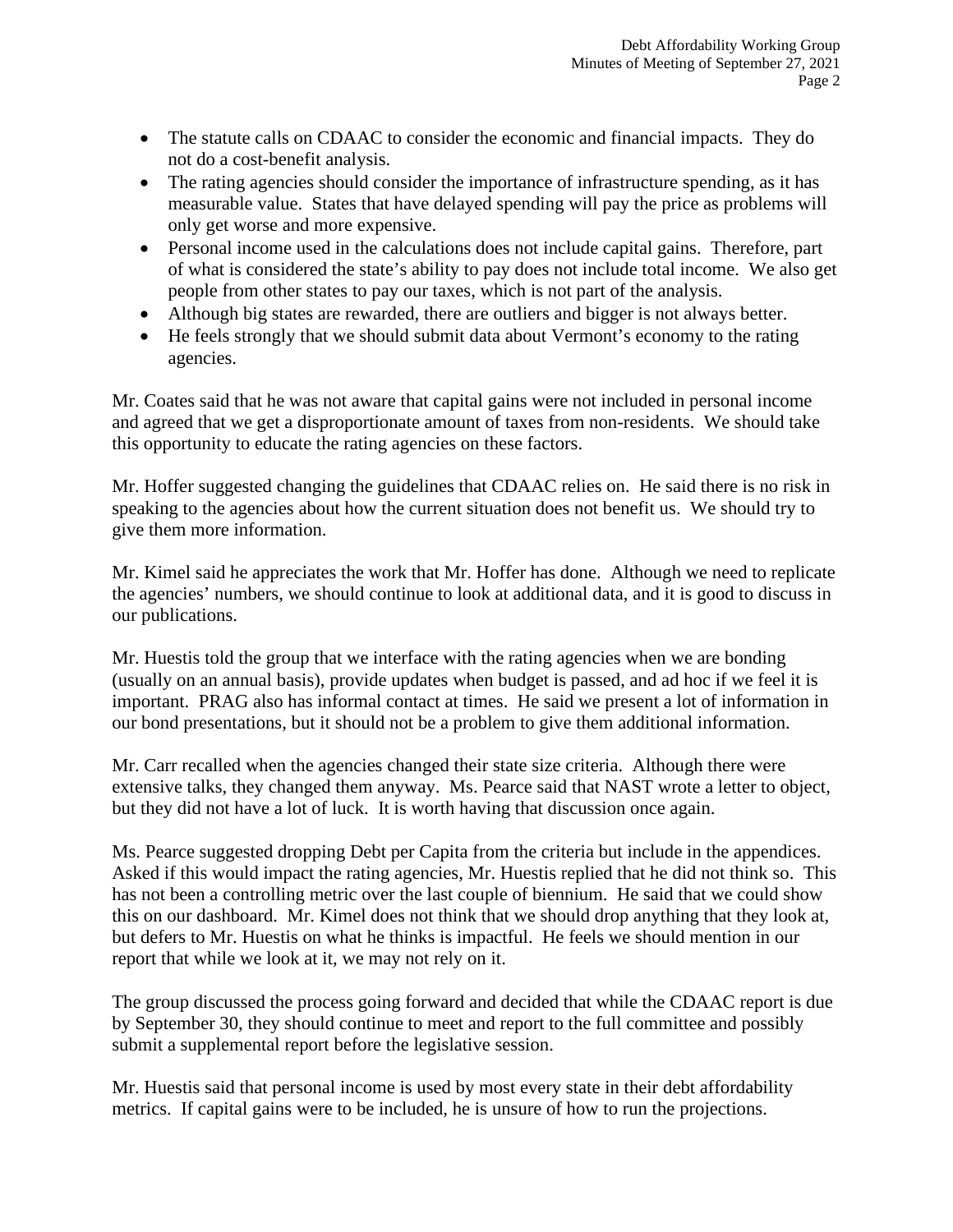- The statute calls on CDAAC to consider the economic and financial impacts. They do not do a cost-benefit analysis.
- The rating agencies should consider the importance of infrastructure spending, as it has measurable value. States that have delayed spending will pay the price as problems will only get worse and more expensive.
- Personal income used in the calculations does not include capital gains. Therefore, part of what is considered the state's ability to pay does not include total income. We also get people from other states to pay our taxes, which is not part of the analysis.
- Although big states are rewarded, there are outliers and bigger is not always better.
- He feels strongly that we should submit data about Vermont's economy to the rating agencies.

Mr. Coates said that he was not aware that capital gains were not included in personal income and agreed that we get a disproportionate amount of taxes from non-residents. We should take this opportunity to educate the rating agencies on these factors.

Mr. Hoffer suggested changing the guidelines that CDAAC relies on. He said there is no risk in speaking to the agencies about how the current situation does not benefit us. We should try to give them more information.

Mr. Kimel said he appreciates the work that Mr. Hoffer has done. Although we need to replicate the agencies' numbers, we should continue to look at additional data, and it is good to discuss in our publications.

Mr. Huestis told the group that we interface with the rating agencies when we are bonding (usually on an annual basis), provide updates when budget is passed, and ad hoc if we feel it is important. PRAG also has informal contact at times. He said we present a lot of information in our bond presentations, but it should not be a problem to give them additional information.

Mr. Carr recalled when the agencies changed their state size criteria. Although there were extensive talks, they changed them anyway. Ms. Pearce said that NAST wrote a letter to object, but they did not have a lot of luck. It is worth having that discussion once again.

Ms. Pearce suggested dropping Debt per Capita from the criteria but include in the appendices. Asked if this would impact the rating agencies, Mr. Huestis replied that he did not think so. This has not been a controlling metric over the last couple of biennium. He said that we could show this on our dashboard. Mr. Kimel does not think that we should drop anything that they look at, but defers to Mr. Huestis on what he thinks is impactful. He feels we should mention in our report that while we look at it, we may not rely on it.

The group discussed the process going forward and decided that while the CDAAC report is due by September 30, they should continue to meet and report to the full committee and possibly submit a supplemental report before the legislative session.

Mr. Huestis said that personal income is used by most every state in their debt affordability metrics. If capital gains were to be included, he is unsure of how to run the projections.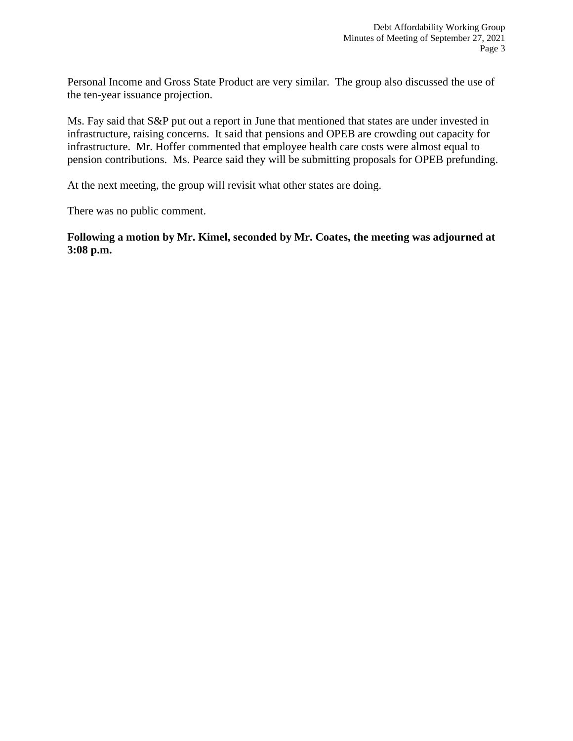Personal Income and Gross State Product are very similar. The group also discussed the use of the ten-year issuance projection.

Ms. Fay said that S&P put out a report in June that mentioned that states are under invested in infrastructure, raising concerns. It said that pensions and OPEB are crowding out capacity for infrastructure. Mr. Hoffer commented that employee health care costs were almost equal to pension contributions. Ms. Pearce said they will be submitting proposals for OPEB prefunding.

At the next meeting, the group will revisit what other states are doing.

There was no public comment.

**Following a motion by Mr. Kimel, seconded by Mr. Coates, the meeting was adjourned at 3:08 p.m.**